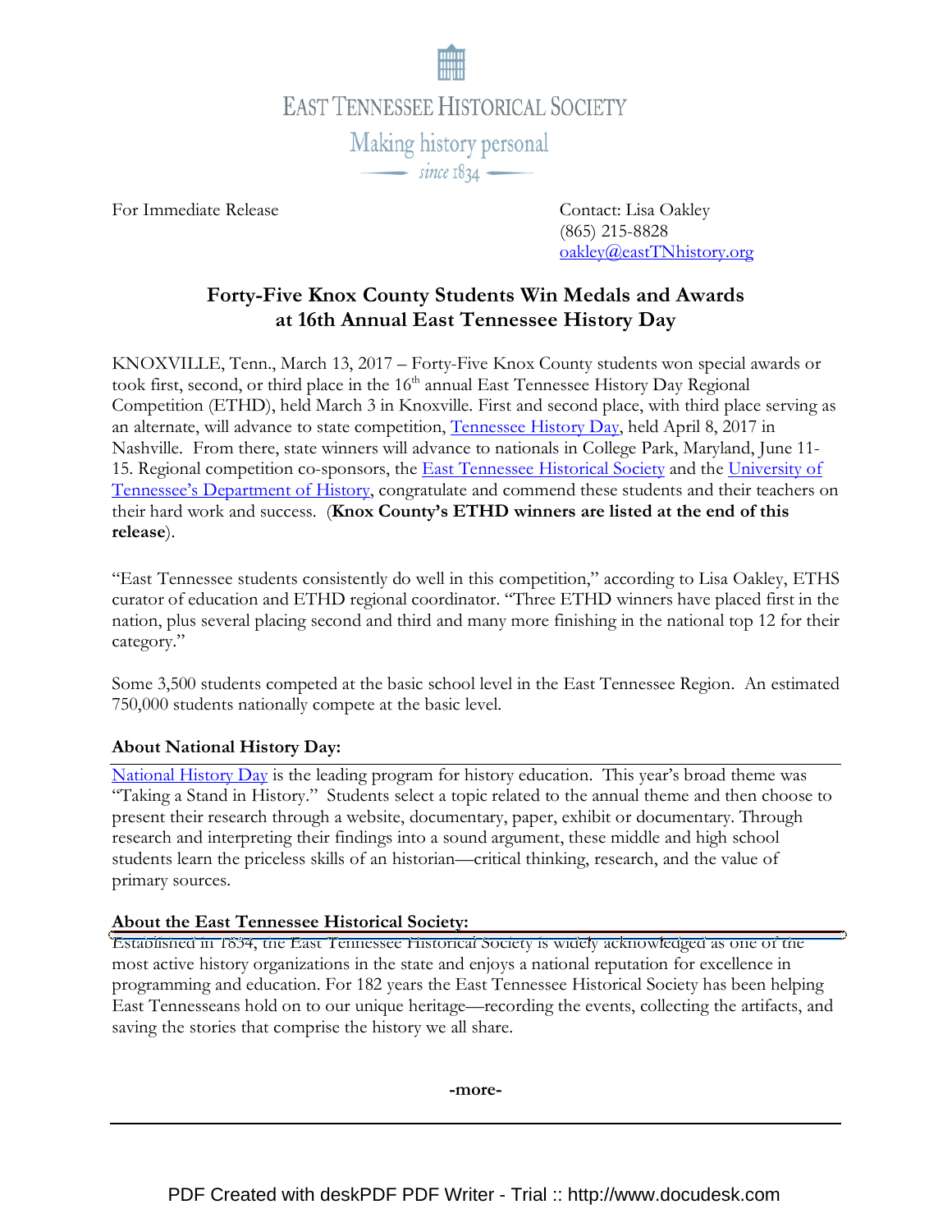EAST TENNESSEE HISTORICAL SOCIETY

Making history personal

since 1834

For Immediate Release

Contact: Lisa Oakley
(865) 215-8828
oakley@eastTNhistory.org

## Forty-Five Knox County Students Win Medals and Awards at 16th Annual East Tennessee History Day

KNOXVILLE, Tenn., March 13, 2017 – Forty-Five Knox County students won special awards or took first, second, or third place in the 16th annual East Tennessee History Day Regional Competition (ETHD), held March 3 in Knoxville. First and second place, with third place serving as an alternate, will advance to state competition, [Tennessee History Day], held April 8, 2017 in Nashville. From there, state winners will advance to nationals in College Park, Maryland, June 11-15. Regional competition co-sponsors, the [East Tennessee Historical Society] and the [University of Tennessee's Department of History], congratulate and commend these students and their teachers on their hard work and success. (**Knox County's ETHD winners are listed at the end of this release**).

"East Tennessee students consistently do well in this competition," according to Lisa Oakley, ETHS curator of education and ETHD regional coordinator. "Three ETHD winners have placed first in the nation, plus several placing second and third and many more finishing in the national top 12 for their category."

Some 3,500 students competed at the basic school level in the East Tennessee Region. An estimated 750,000 students nationally compete at the basic level.

### About National History Day:

[National History Day] is the leading program for history education. This year's broad theme was "Taking a Stand in History." Students select a topic related to the annual theme and then choose to present their research through a website, documentary, paper, exhibit or documentary. Through research and interpreting their findings into a sound argument, these middle and high school students learn the priceless skills of an historian—critical thinking, research, and the value of primary sources.

### About the East Tennessee Historical Society:

Established in 1834, the East Tennessee Historical Society is widely acknowledged as one of the most active history organizations in the state and enjoys a national reputation for excellence in programming and education. For 182 years the East Tennessee Historical Society has been helping East Tennesseans hold on to our unique heritage—recording the events, collecting the artifacts, and saving the stories that comprise the history we all share.

**-more-**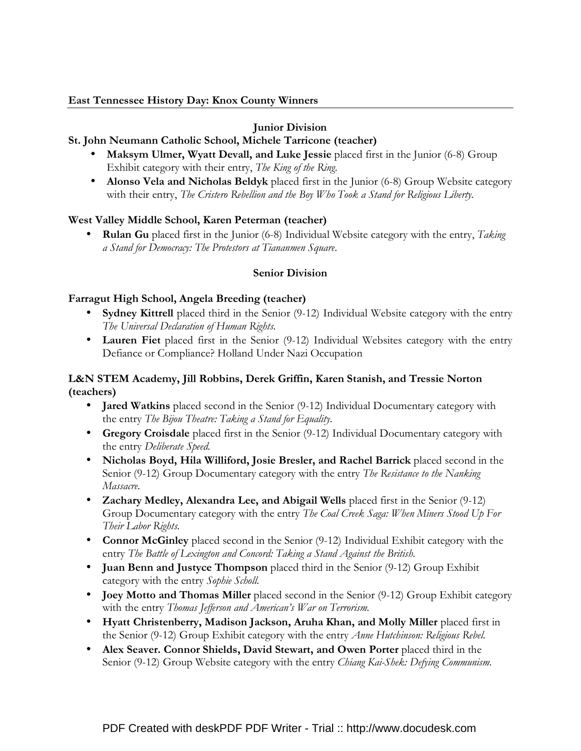**East Tennessee History Day: Knox County Winners**

### Junior Division

**St. John Neumann Catholic School, Michele Tarricone (teacher)**

- **Maksym Ulmer, Wyatt Devall, and Luke Jessie** placed first in the Junior (6-8) Group Exhibit category with their entry, *The King of the Ring.*
- **Alonso Vela and Nicholas Beldyk** placed first in the Junior (6-8) Group Website category with their entry, *The Cristero Rebellion and the Boy Who Took a Stand for Religious Liberty.*

**West Valley Middle School, Karen Peterman (teacher)**

- **Rulan Gu** placed first in the Junior (6-8) Individual Website category with the entry, *Taking a Stand for Democracy: The Protestors at Tiananmen Square*.

### Senior Division

**Farragut High School, Angela Breeding (teacher)**

- **Sydney Kittrell** placed third in the Senior (9-12) Individual Website category with the entry *The Universal Declaration of Human Rights.*
- **Lauren Fiet** placed first in the Senior (9-12) Individual Websites category with the entry Defiance or Compliance? Holland Under Nazi Occupation

**L&N STEM Academy, Jill Robbins, Derek Griffin, Karen Stanish, and Tressie Norton (teachers)**

- **Jared Watkins** placed second in the Senior (9-12) Individual Documentary category with the entry *The Bijou Theatre: Taking a Stand for Equality.*
- **Gregory Croisdale** placed first in the Senior (9-12) Individual Documentary category with the entry *Deliberate Speed.*
- **Nicholas Boyd, Hila Williford, Josie Bresler, and Rachel Barrick** placed second in the Senior (9-12) Group Documentary category with the entry *The Resistance to the Nanking Massacre.*
- **Zachary Medley, Alexandra Lee, and Abigail Wells** placed first in the Senior (9-12) Group Documentary category with the entry *The Coal Creek Saga: When Miners Stood Up For Their Labor Rights.*
- **Connor McGinley** placed second in the Senior (9-12) Individual Exhibit category with the entry *The Battle of Lexington and Concord: Taking a Stand Against the British.*
- **Juan Benn and Justyce Thompson** placed third in the Senior (9-12) Group Exhibit category with the entry *Sophie Scholl.*
- **Joey Motto and Thomas Miller** placed second in the Senior (9-12) Group Exhibit category with the entry *Thomas Jefferson and American's War on Terrorism.*
- **Hyatt Christenberry, Madison Jackson, Aruha Khan, and Molly Miller** placed first in the Senior (9-12) Group Exhibit category with the entry *Anne Hutchinson: Religious Rebel.*
- **Alex Seaver. Connor Shields, David Stewart, and Owen Porter** placed third in the Senior (9-12) Group Website category with the entry *Chiang Kai-Shek: Defying Communism.*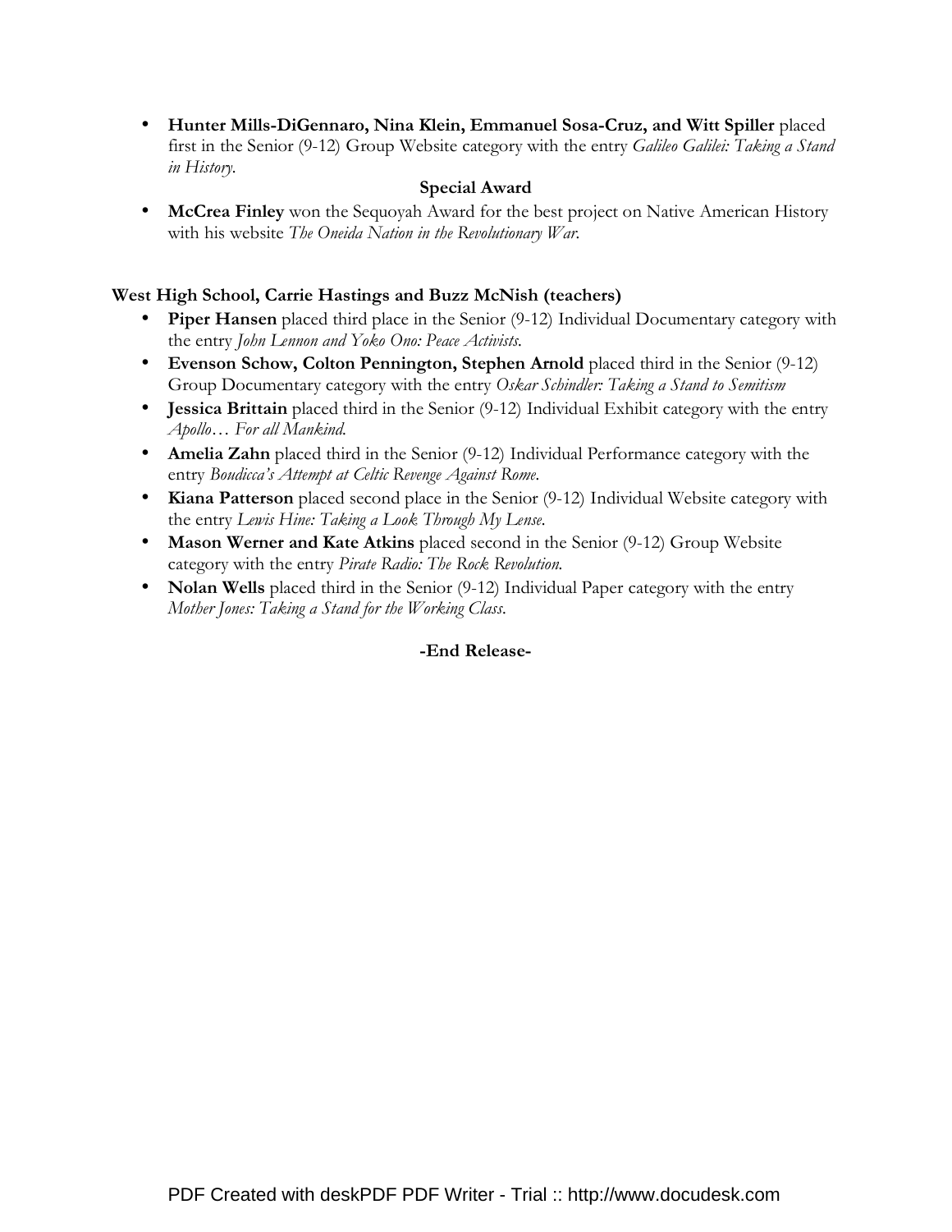- **Hunter Mills-DiGennaro, Nina Klein, Emmanuel Sosa-Cruz, and Witt Spiller** placed first in the Senior (9-12) Group Website category with the entry *Galileo Galilei: Taking a Stand in History.*

**Special Award**

- **McCrea Finley** won the Sequoyah Award for the best project on Native American History with his website *The Oneida Nation in the Revolutionary War.*

**West High School, Carrie Hastings and Buzz McNish (teachers)**

- **Piper Hansen** placed third place in the Senior (9-12) Individual Documentary category with the entry *John Lennon and Yoko Ono: Peace Activists.*
- **Evenson Schow, Colton Pennington, Stephen Arnold** placed third in the Senior (9-12) Group Documentary category with the entry *Oskar Schindler: Taking a Stand to Semitism*
- **Jessica Brittain** placed third in the Senior (9-12) Individual Exhibit category with the entry *Apollo… For all Mankind.*
- **Amelia Zahn** placed third in the Senior (9-12) Individual Performance category with the entry *Boudicca's Attempt at Celtic Revenge Against Rome.*
- **Kiana Patterson** placed second place in the Senior (9-12) Individual Website category with the entry *Lewis Hine: Taking a Look Through My Lense.*
- **Mason Werner and Kate Atkins** placed second in the Senior (9-12) Group Website category with the entry *Pirate Radio: The Rock Revolution.*
- **Nolan Wells** placed third in the Senior (9-12) Individual Paper category with the entry *Mother Jones: Taking a Stand for the Working Class.*

**-End Release-**